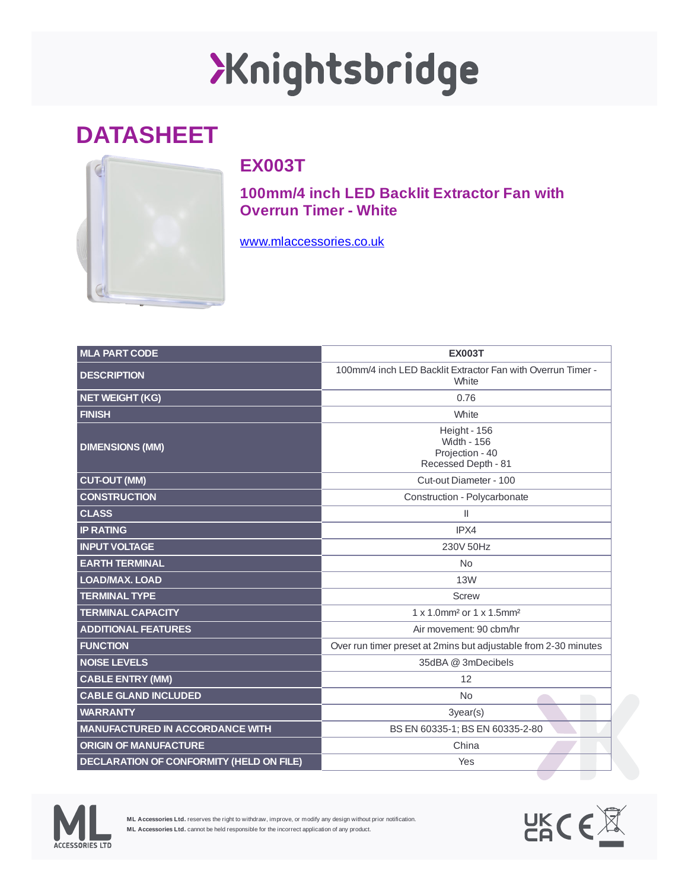# Knightsbridge

## DATASHEET

### EX003T

### 100mm/4 inch LED Backlit Extractor Fan with Overrun Timer - White

[www.mlaccessories.co.uk](http://www.mlaccessories.co.uk)

| MLA PART CODE | EX003T |
|---|---|
| DESCRIPTION | 100mm/4 inch LED Backlit Extractor Fan with Overrun Timer - White |
| NET WEIGHT (KG) | 0.76 |
| FINISH | White |
| DIMENSIONS (MM) | Height - 156<br>Width - 156<br>Projection - 40<br>Recessed Depth - 81 |
| CUT-OUT (MM) | Cut-out Diameter - 100 |
| CONSTRUCTION | Construction - Polycarbonate |
| CLASS | II |
| IP RATING | IPX4 |
| INPUT VOLTAGE | 230V 50Hz |
| EARTH TERMINAL | No |
| LOAD/MAX. LOAD | 13W |
| TERMINAL TYPE | Screw |
| TERMINAL CAPACITY | 1 x 1.0mm² or 1 x 1.5mm² |
| ADDITIONAL FEATURES | Air movement: 90 cbm/hr |
| FUNCTION | Over run timer preset at 2mins but adjustable from 2-30 minutes |
| NOISE LEVELS | 35dBA @ 3mDecibels |
| CABLE ENTRY (MM) | 12 |
| CABLE GLAND INCLUDED | No |
| WARRANTY | 3year(s) |
| MANUFACTURED IN ACCORDANCE WITH | BS EN 60335-1; BS EN 60335-2-80 |
| ORIGIN OF MANUFACTURE | China |
| DECLARATION OF CONFORMITY (HELD ON FILE) | Yes |

**ML Accessories Ltd.** reserves the right to withdraw, improve, or modify any design without prior notification.
**ML Accessories Ltd.** cannot be held responsible for the incorrect application of any product.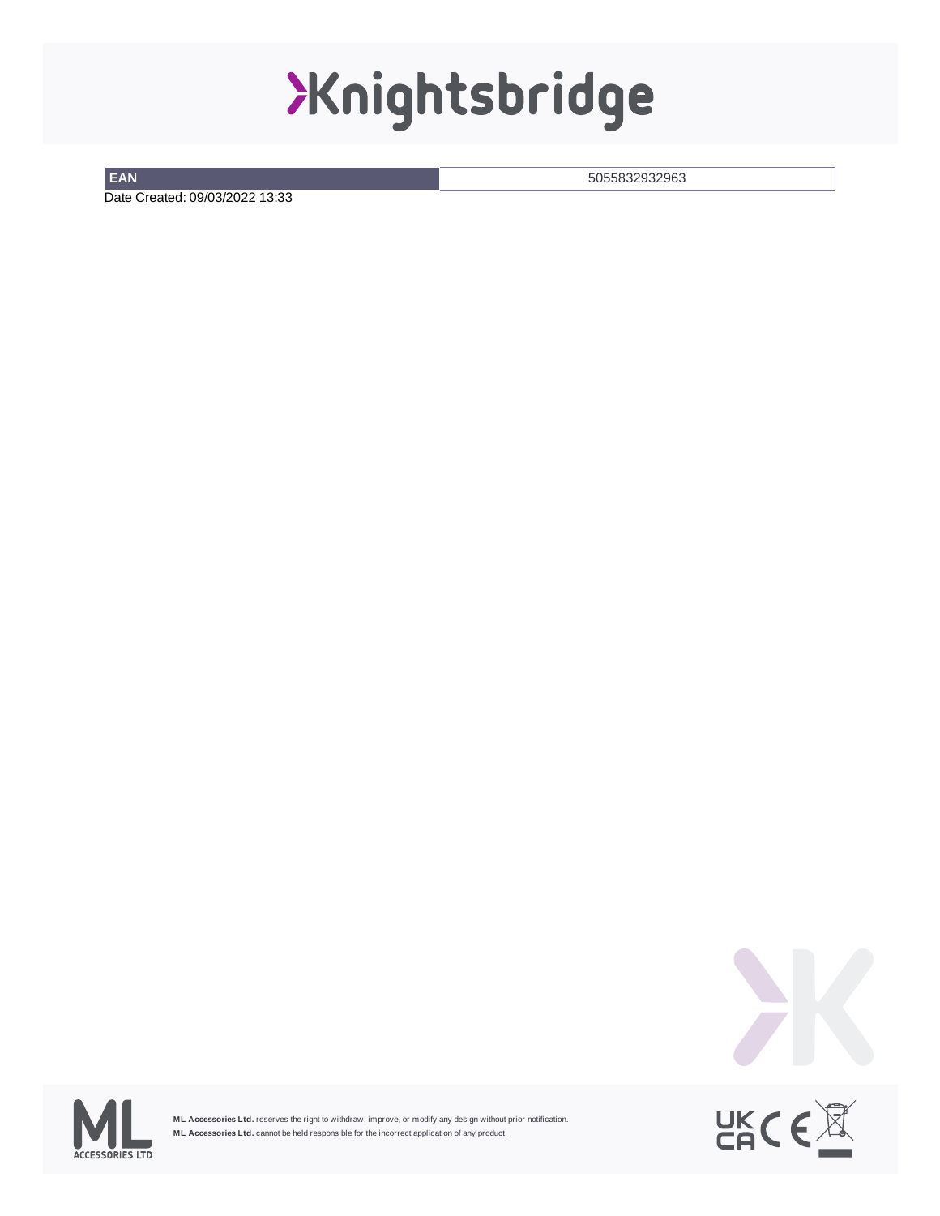| | |
|---|---|
| **EAN** | 5055832932963 |

Date Created: 09/03/2022 13:33

**ML Accessories Ltd.** reserves the right to withdraw, improve, or modify any design without prior notification.
**ML Accessories Ltd.** cannot be held responsible for the incorrect application of any product.